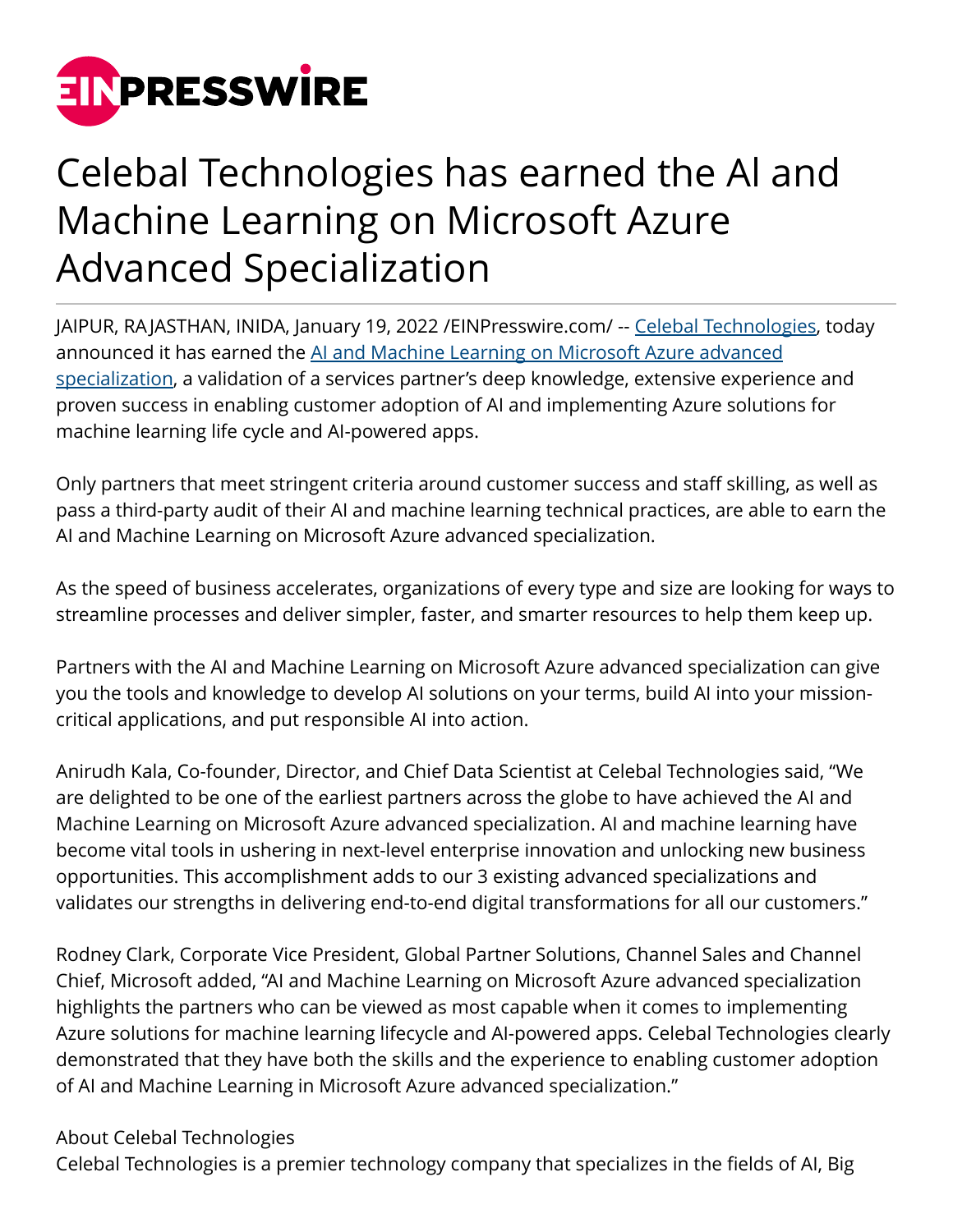# Celebal Technologies has earned the AI and Machine Learning on Microsoft Azure Advanced Specialization

JAIPUR, RAJASTHAN, INIDA, January 19, 2022 /EINPresswire.com/ -- Celebal Technologies, today announced it has earned the AI and Machine Learning on Microsoft Azure advanced specialization, a validation of a services partner's deep knowledge, extensive experience and proven success in enabling customer adoption of AI and implementing Azure solutions for machine learning life cycle and AI-powered apps.

Only partners that meet stringent criteria around customer success and staff skilling, as well as pass a third-party audit of their AI and machine learning technical practices, are able to earn the AI and Machine Learning on Microsoft Azure advanced specialization.

As the speed of business accelerates, organizations of every type and size are looking for ways to streamline processes and deliver simpler, faster, and smarter resources to help them keep up.

Partners with the AI and Machine Learning on Microsoft Azure advanced specialization can give you the tools and knowledge to develop AI solutions on your terms, build AI into your mission-critical applications, and put responsible AI into action.

Anirudh Kala, Co-founder, Director, and Chief Data Scientist at Celebal Technologies said, "We are delighted to be one of the earliest partners across the globe to have achieved the AI and Machine Learning on Microsoft Azure advanced specialization. AI and machine learning have become vital tools in ushering in next-level enterprise innovation and unlocking new business opportunities. This accomplishment adds to our 3 existing advanced specializations and validates our strengths in delivering end-to-end digital transformations for all our customers."

Rodney Clark, Corporate Vice President, Global Partner Solutions, Channel Sales and Channel Chief, Microsoft added, "AI and Machine Learning on Microsoft Azure advanced specialization highlights the partners who can be viewed as most capable when it comes to implementing Azure solutions for machine learning lifecycle and AI-powered apps. Celebal Technologies clearly demonstrated that they have both the skills and the experience to enabling customer adoption of AI and Machine Learning in Microsoft Azure advanced specialization."

About Celebal Technologies
Celebal Technologies is a premier technology company that specializes in the fields of AI, Big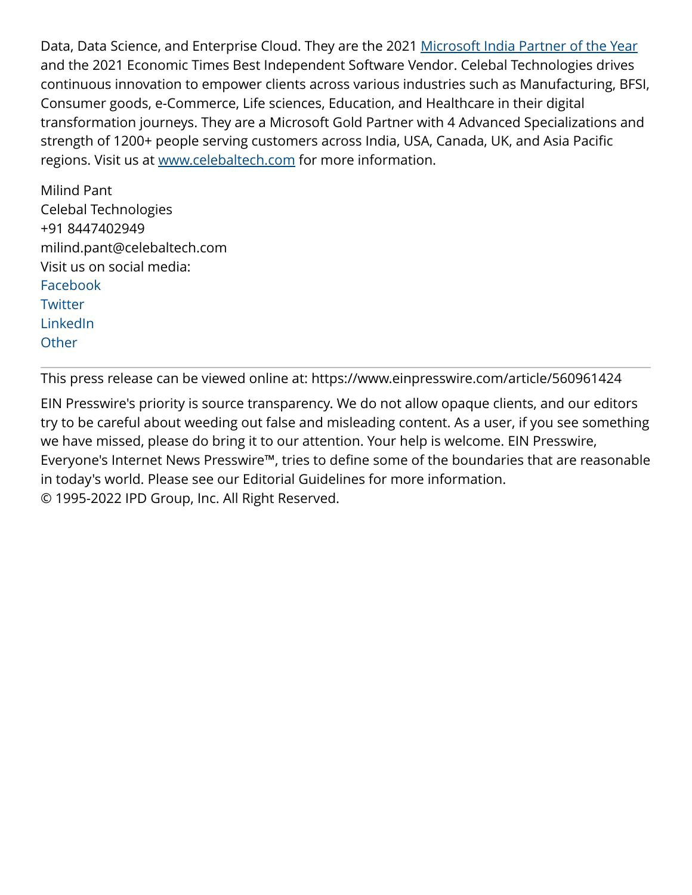Data, Data Science, and Enterprise Cloud. They are the 2021 [Microsoft India Partner of the Year] and the 2021 Economic Times Best Independent Software Vendor. Celebal Technologies drives continuous innovation to empower clients across various industries such as Manufacturing, BFSI, Consumer goods, e-Commerce, Life sciences, Education, and Healthcare in their digital transformation journeys. They are a Microsoft Gold Partner with 4 Advanced Specializations and strength of 1200+ people serving customers across India, USA, Canada, UK, and Asia Pacific regions. Visit us at www.celebaltech.com for more information.

Milind Pant
Celebal Technologies
+91 8447402949
milind.pant@celebaltech.com
Visit us on social media:
Facebook
Twitter
LinkedIn
Other

---

This press release can be viewed online at: https://www.einpresswire.com/article/560961424

EIN Presswire's priority is source transparency. We do not allow opaque clients, and our editors try to be careful about weeding out false and misleading content. As a user, if you see something we have missed, please do bring it to our attention. Your help is welcome. EIN Presswire, Everyone's Internet News Presswire™, tries to define some of the boundaries that are reasonable in today's world. Please see our Editorial Guidelines for more information.
© 1995-2022 IPD Group, Inc. All Right Reserved.